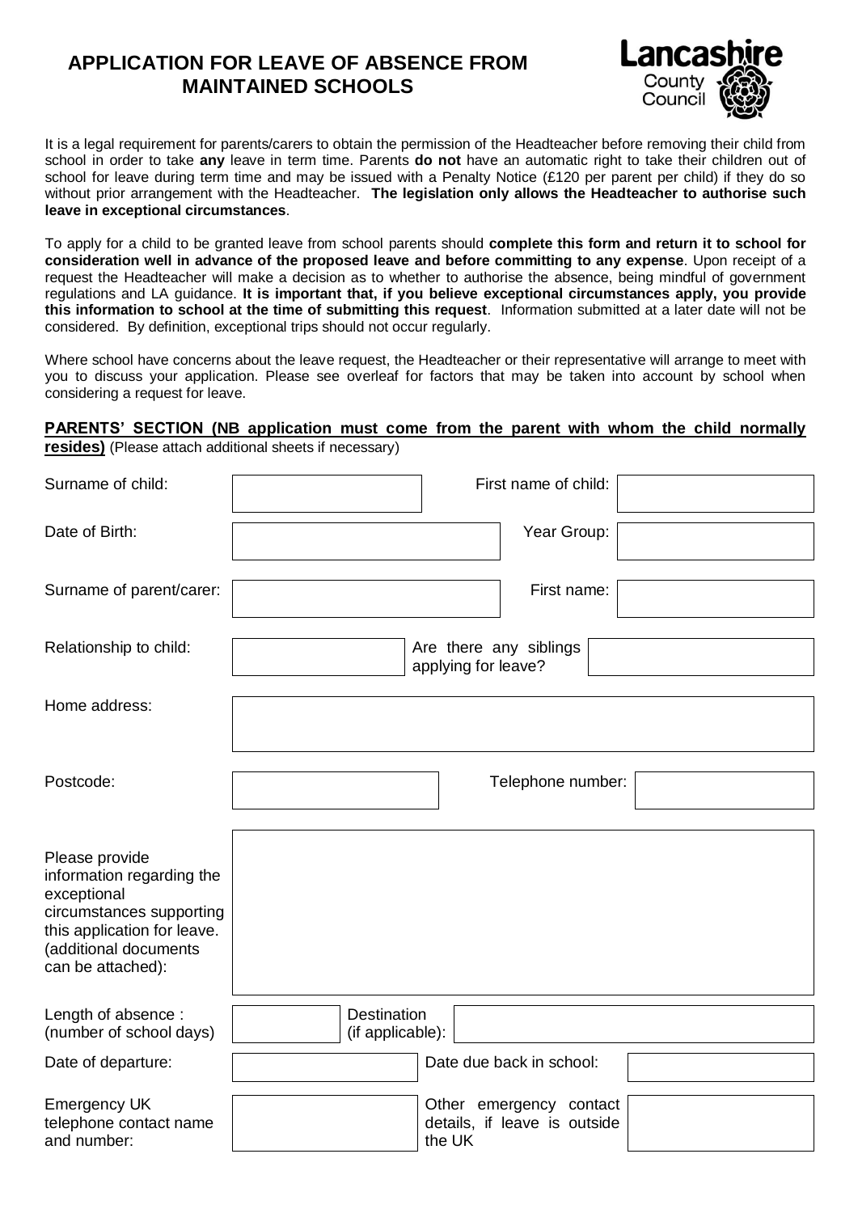# APPLICATION FOR LEAVE OF ABSENCE FROM MAINTAINED SCHOOLS

Lancashire County Council

It is a legal requirement for parents/carers to obtain the permission of the Headteacher before removing their child from school in order to take **any** leave in term time. Parents **do not** have an automatic right to take their children out of school for leave during term time and may be issued with a Penalty Notice (£120 per parent per child) if they do so without prior arrangement with the Headteacher. **The legislation only allows the Headteacher to authorise such leave in exceptional circumstances**.

To apply for a child to be granted leave from school parents should **complete this form and return it to school for consideration well in advance of the proposed leave and before committing to any expense**. Upon receipt of a request the Headteacher will make a decision as to whether to authorise the absence, being mindful of government regulations and LA guidance. **It is important that, if you believe exceptional circumstances apply, you provide this information to school at the time of submitting this request**. Information submitted at a later date will not be considered. By definition, exceptional trips should not occur regularly.

Where school have concerns about the leave request, the Headteacher or their representative will arrange to meet with you to discuss your application. Please see overleaf for factors that may be taken into account by school when considering a request for leave.

**PARENTS' SECTION (NB application must come from the parent with whom the child normally resides)** (Please attach additional sheets if necessary)

| | | | |
|---|---|---|---|
| Surname of child: | | First name of child: | |
| Date of Birth: | | Year Group: | |
| Surname of parent/carer: | | First name: | |
| Relationship to child: | | Are there any siblings applying for leave? | |
| Home address: | | | |
| Postcode: | | Telephone number: | |
| Please provide information regarding the exceptional circumstances supporting this application for leave. (additional documents can be attached): | | | |
| Length of absence : (number of school days) | | Destination (if applicable): | |
| Date of departure: | | Date due back in school: | |
| Emergency UK telephone contact name and number: | | Other emergency contact details, if leave is outside the UK | |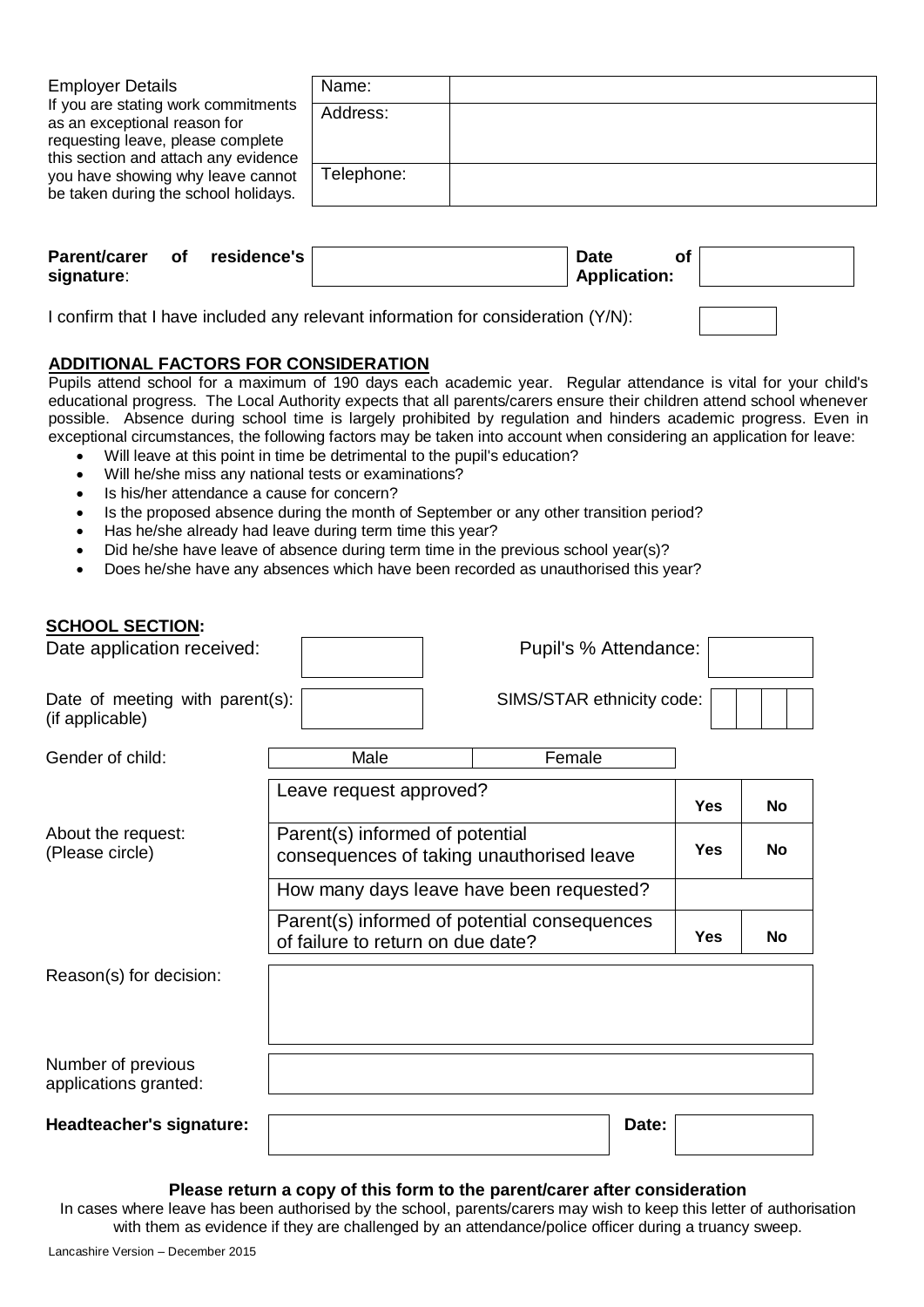Employer Details
If you are stating work commitments as an exceptional reason for requesting leave, please complete this section and attach any evidence you have showing why leave cannot be taken during the school holidays.

| | |
|---|---|
| Name: | |
| Address: | |
| Telephone: | |

| | | | |
|---|---|---|---|
| **Parent/carer of residence's signature**: | | **Date of Application:** | |

I confirm that I have included any relevant information for consideration (Y/N):

## ADDITIONAL FACTORS FOR CONSIDERATION

Pupils attend school for a maximum of 190 days each academic year. Regular attendance is vital for your child's educational progress. The Local Authority expects that all parents/carers ensure their children attend school whenever possible. Absence during school time is largely prohibited by regulation and hinders academic progress. Even in exceptional circumstances, the following factors may be taken into account when considering an application for leave:

- Will leave at this point in time be detrimental to the pupil's education?
- Will he/she miss any national tests or examinations?
- Is his/her attendance a cause for concern?
- Is the proposed absence during the month of September or any other transition period?
- Has he/she already had leave during term time this year?
- Did he/she have leave of absence during term time in the previous school year(s)?
- Does he/she have any absences which have been recorded as unauthorised this year?

## SCHOOL SECTION:

| | | | |
|---|---|---|---|
| Date application received: | | Pupil's % Attendance: | |
| Date of meeting with parent(s): (if applicable) | | SIMS/STAR ethnicity code: | |

| | | | | |
|---|---|---|---|---|
| Gender of child: | Male | Female | | |
| About the request: (Please circle) | Leave request approved? | | **Yes** | **No** |
| | Parent(s) informed of potential consequences of taking unauthorised leave | | **Yes** | **No** |
| | How many days leave have been requested? | | | |
| | Parent(s) informed of potential consequences of failure to return on due date? | | **Yes** | **No** |
| Reason(s) for decision: | | | | |
| Number of previous applications granted: | | | | |
| **Headteacher's signature:** | | **Date:** | | |

**Please return a copy of this form to the parent/carer after consideration**

In cases where leave has been authorised by the school, parents/carers may wish to keep this letter of authorisation with them as evidence if they are challenged by an attendance/police officer during a truancy sweep.

Lancashire Version – December 2015